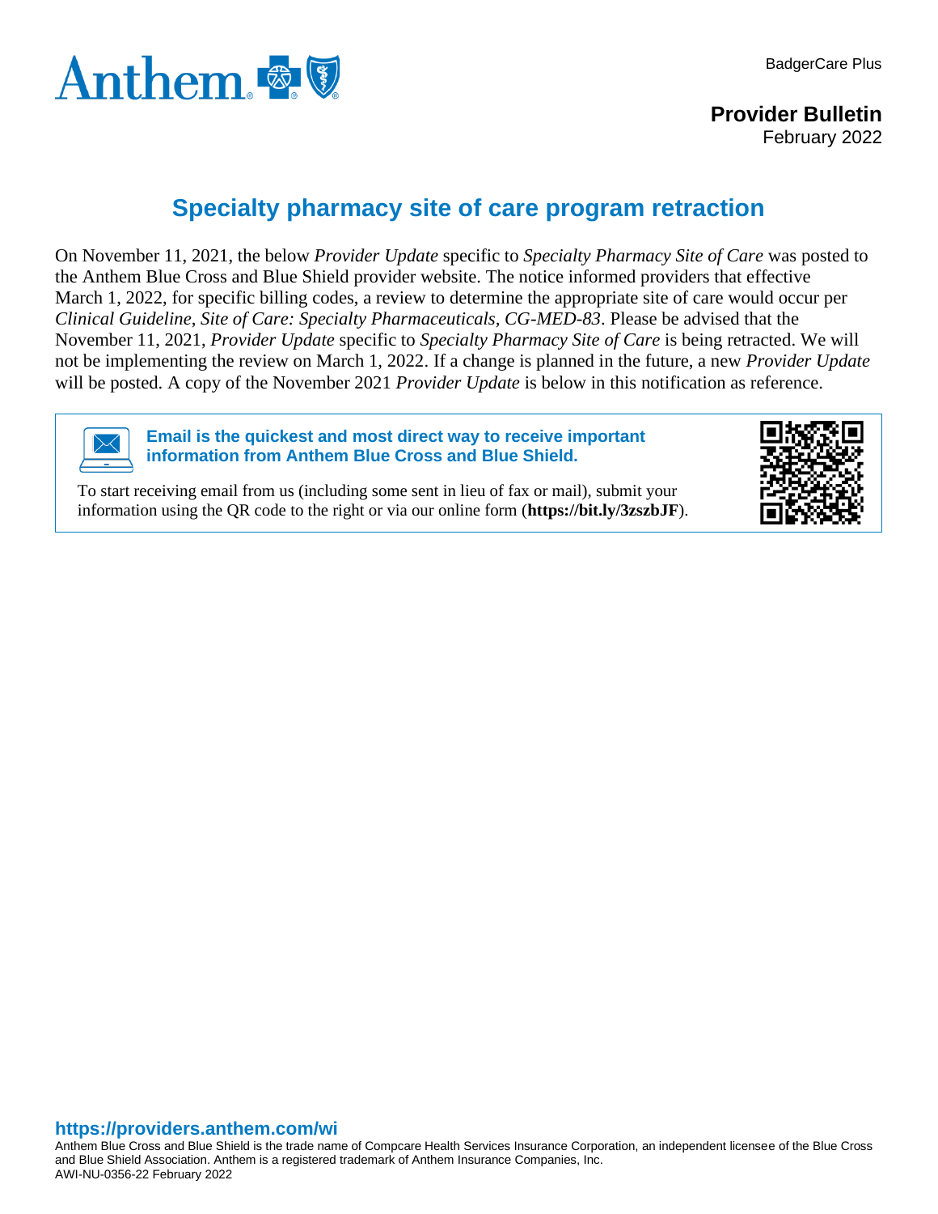BadgerCare Plus

**Provider Bulletin**
February 2022

# Specialty pharmacy site of care program retraction

On November 11, 2021, the below *Provider Update* specific to *Specialty Pharmacy Site of Care* was posted to the Anthem Blue Cross and Blue Shield provider website. The notice informed providers that effective March 1, 2022, for specific billing codes, a review to determine the appropriate site of care would occur per *Clinical Guideline*, *Site of Care: Specialty Pharmaceuticals*, *CG-MED-83*. Please be advised that the November 11, 2021, *Provider Update* specific to *Specialty Pharmacy Site of Care* is being retracted. We will not be implementing the review on March 1, 2022. If a change is planned in the future, a new *Provider Update* will be posted. A copy of the November 2021 *Provider Update* is below in this notification as reference.

**Email is the quickest and most direct way to receive important information from Anthem Blue Cross and Blue Shield.**

To start receiving email from us (including some sent in lieu of fax or mail), submit your information using the QR code to the right or via our online form (**https://bit.ly/3zszbJF**).

**https://providers.anthem.com/wi**

Anthem Blue Cross and Blue Shield is the trade name of Compcare Health Services Insurance Corporation, an independent licensee of the Blue Cross and Blue Shield Association. Anthem is a registered trademark of Anthem Insurance Companies, Inc.
AWI-NU-0356-22 February 2022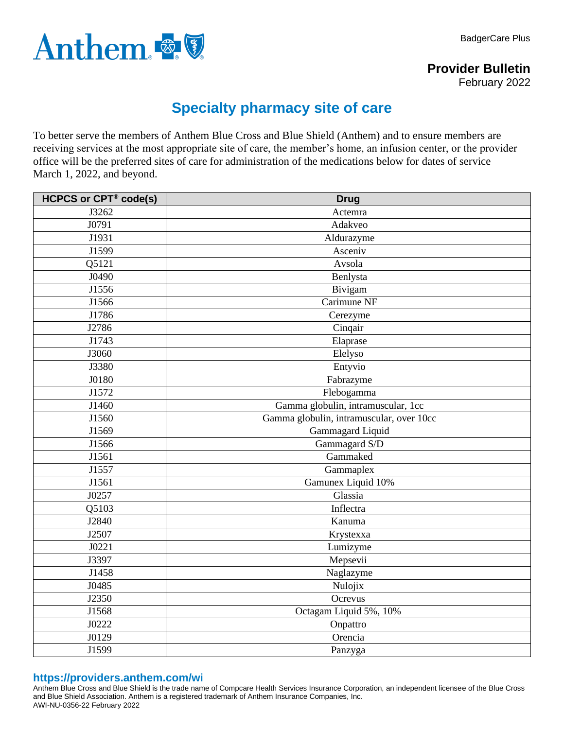BadgerCare Plus

**Provider Bulletin**
February 2022

# Specialty pharmacy site of care

To better serve the members of Anthem Blue Cross and Blue Shield (Anthem) and to ensure members are receiving services at the most appropriate site of care, the member's home, an infusion center, or the provider office will be the preferred sites of care for administration of the medications below for dates of service March 1, 2022, and beyond.

| HCPCS or CPT® code(s) | Drug |
|---|---|
| J3262 | Actemra |
| J0791 | Adakveo |
| J1931 | Aldurazyme |
| J1599 | Asceniv |
| Q5121 | Avsola |
| J0490 | Benlysta |
| J1556 | Bivigam |
| J1566 | Carimune NF |
| J1786 | Cerezyme |
| J2786 | Cinqair |
| J1743 | Elaprase |
| J3060 | Elelyso |
| J3380 | Entyvio |
| J0180 | Fabrazyme |
| J1572 | Flebogamma |
| J1460 | Gamma globulin, intramuscular, 1cc |
| J1560 | Gamma globulin, intramuscular, over 10cc |
| J1569 | Gammagard Liquid |
| J1566 | Gammagard S/D |
| J1561 | Gammaked |
| J1557 | Gammaplex |
| J1561 | Gamunex Liquid 10% |
| J0257 | Glassia |
| Q5103 | Inflectra |
| J2840 | Kanuma |
| J2507 | Krystexxa |
| J0221 | Lumizyme |
| J3397 | Mepsevii |
| J1458 | Naglazyme |
| J0485 | Nulojix |
| J2350 | Ocrevus |
| J1568 | Octagam Liquid 5%, 10% |
| J0222 | Onpattro |
| J0129 | Orencia |
| J1599 | Panzyga |

**https://providers.anthem.com/wi**

Anthem Blue Cross and Blue Shield is the trade name of Compcare Health Services Insurance Corporation, an independent licensee of the Blue Cross and Blue Shield Association. Anthem is a registered trademark of Anthem Insurance Companies, Inc.
AWI-NU-0356-22 February 2022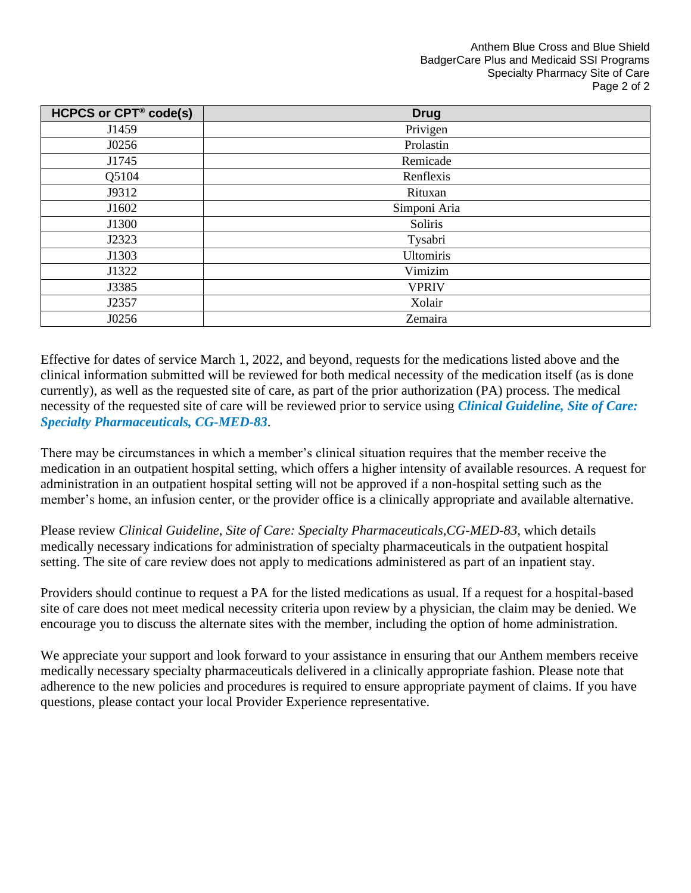| HCPCS or CPT® code(s) | Drug |
|---|---|
| J1459 | Privigen |
| J0256 | Prolastin |
| J1745 | Remicade |
| Q5104 | Renflexis |
| J9312 | Rituxan |
| J1602 | Simponi Aria |
| J1300 | Soliris |
| J2323 | Tysabri |
| J1303 | Ultomiris |
| J1322 | Vimizim |
| J3385 | VPRIV |
| J2357 | Xolair |
| J0256 | Zemaira |

Effective for dates of service March 1, 2022, and beyond, requests for the medications listed above and the clinical information submitted will be reviewed for both medical necessity of the medication itself (as is done currently), as well as the requested site of care, as part of the prior authorization (PA) process. The medical necessity of the requested site of care will be reviewed prior to service using ***Clinical Guideline, Site of Care: Specialty Pharmaceuticals, CG-MED-83***.

There may be circumstances in which a member's clinical situation requires that the member receive the medication in an outpatient hospital setting, which offers a higher intensity of available resources. A request for administration in an outpatient hospital setting will not be approved if a non-hospital setting such as the member's home, an infusion center, or the provider office is a clinically appropriate and available alternative.

Please review *Clinical Guideline, Site of Care: Specialty Pharmaceuticals,CG-MED-83*, which details medically necessary indications for administration of specialty pharmaceuticals in the outpatient hospital setting. The site of care review does not apply to medications administered as part of an inpatient stay.

Providers should continue to request a PA for the listed medications as usual. If a request for a hospital-based site of care does not meet medical necessity criteria upon review by a physician, the claim may be denied. We encourage you to discuss the alternate sites with the member, including the option of home administration.

We appreciate your support and look forward to your assistance in ensuring that our Anthem members receive medically necessary specialty pharmaceuticals delivered in a clinically appropriate fashion. Please note that adherence to the new policies and procedures is required to ensure appropriate payment of claims. If you have questions, please contact your local Provider Experience representative.